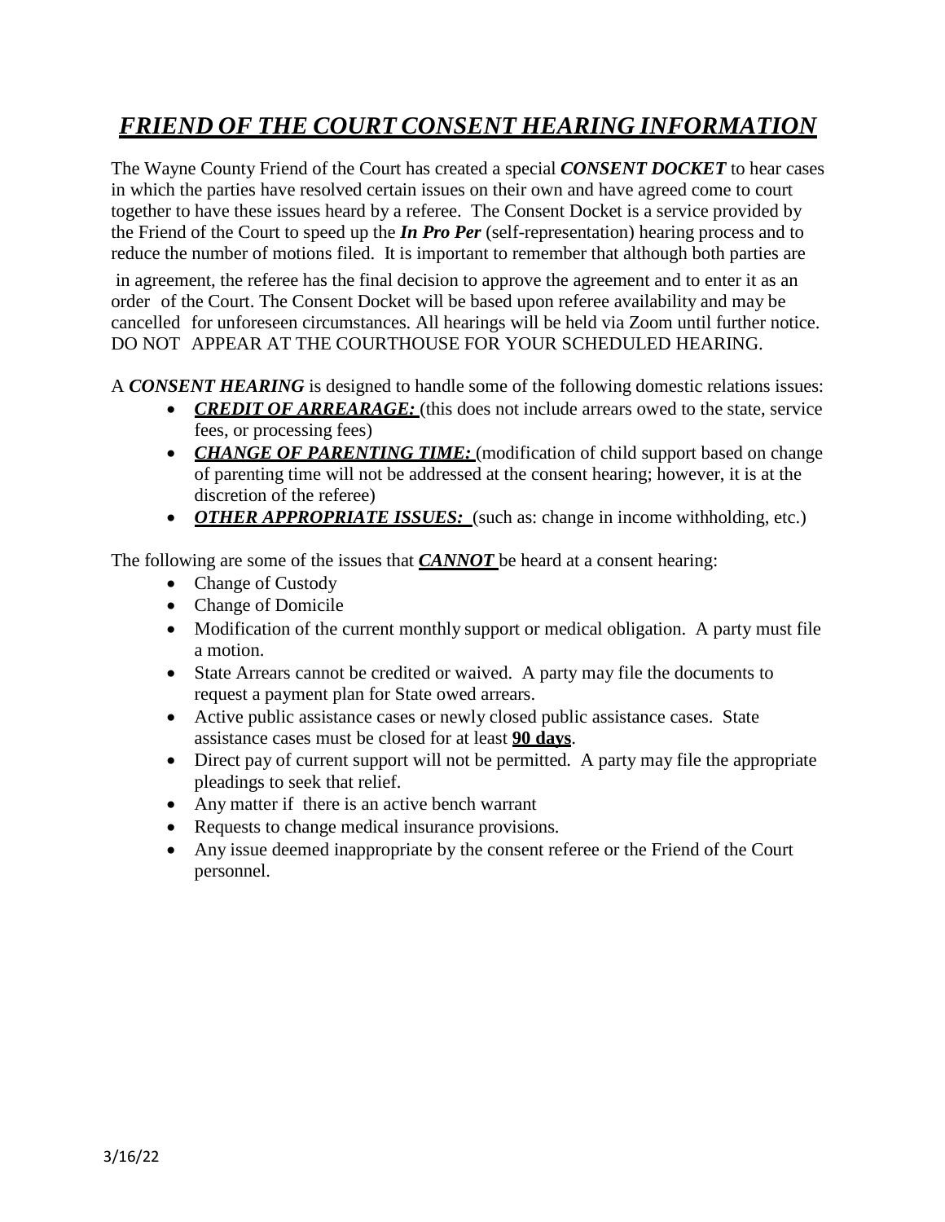# ***FRIEND OF THE COURT CONSENT HEARING INFORMATION***

The Wayne County Friend of the Court has created a special ***CONSENT DOCKET*** to hear cases in which the parties have resolved certain issues on their own and have agreed come to court together to have these issues heard by a referee. The Consent Docket is a service provided by the Friend of the Court to speed up the ***In Pro Per*** (self-representation) hearing process and to reduce the number of motions filed. It is important to remember that although both parties are in agreement, the referee has the final decision to approve the agreement and to enter it as an order of the Court. The Consent Docket will be based upon referee availability and may be cancelled for unforeseen circumstances. All hearings will be held via Zoom until further notice. DO NOT APPEAR AT THE COURTHOUSE FOR YOUR SCHEDULED HEARING.

A ***CONSENT HEARING*** is designed to handle some of the following domestic relations issues:

- ***CREDIT OF ARREARAGE:*** (this does not include arrears owed to the state, service fees, or processing fees)
- ***CHANGE OF PARENTING TIME:*** (modification of child support based on change of parenting time will not be addressed at the consent hearing; however, it is at the discretion of the referee)
- ***OTHER APPROPRIATE ISSUES:*** (such as: change in income withholding, etc.)

The following are some of the issues that ***CANNOT*** be heard at a consent hearing:

- Change of Custody
- Change of Domicile
- Modification of the current monthly support or medical obligation. A party must file a motion.
- State Arrears cannot be credited or waived. A party may file the documents to request a payment plan for State owed arrears.
- Active public assistance cases or newly closed public assistance cases. State assistance cases must be closed for at least **90 days**.
- Direct pay of current support will not be permitted. A party may file the appropriate pleadings to seek that relief.
- Any matter if there is an active bench warrant
- Requests to change medical insurance provisions.
- Any issue deemed inappropriate by the consent referee or the Friend of the Court personnel.

3/16/22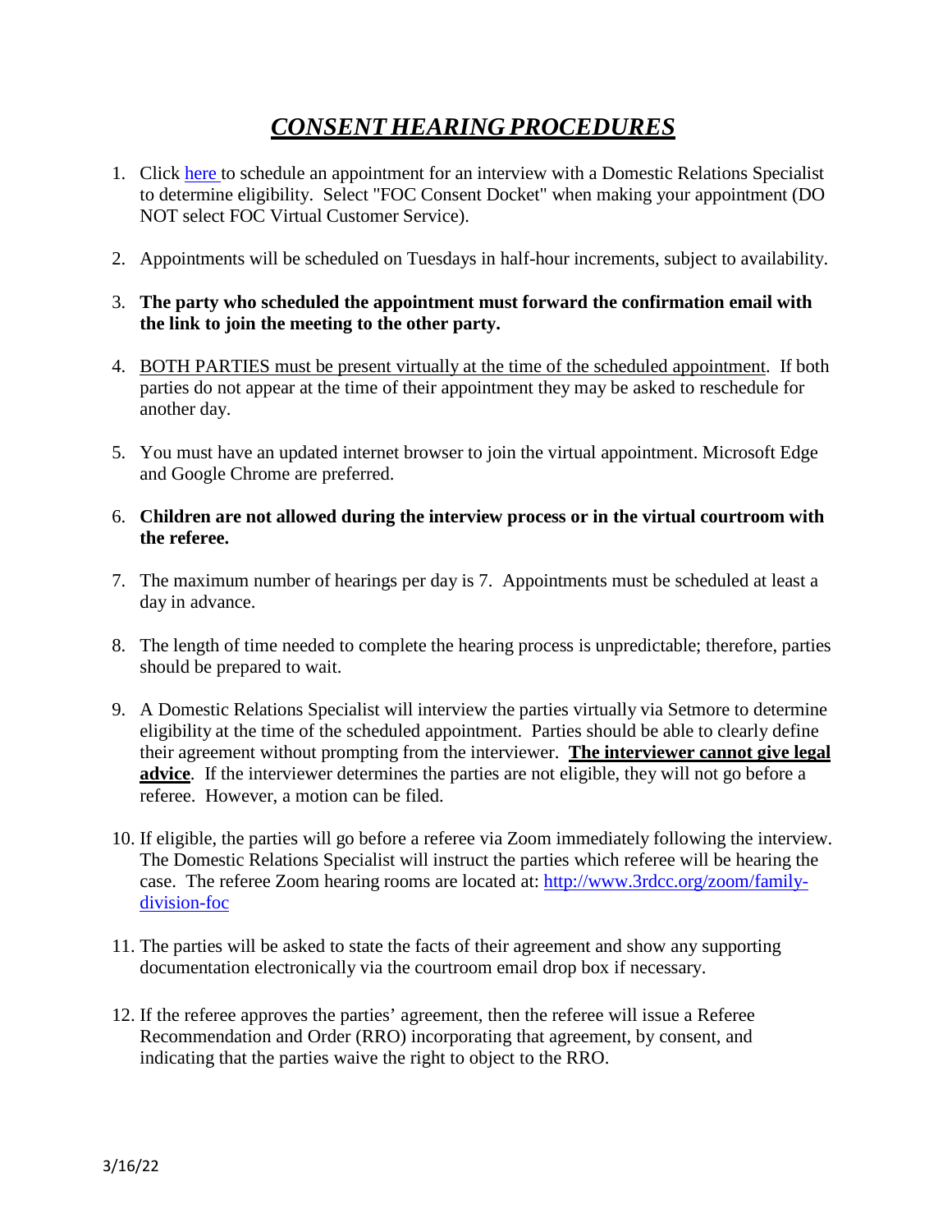# ***CONSENT HEARING PROCEDURES***

1. Click [here](#) to schedule an appointment for an interview with a Domestic Relations Specialist to determine eligibility. Select "FOC Consent Docket" when making your appointment (DO NOT select FOC Virtual Customer Service).

2. Appointments will be scheduled on Tuesdays in half-hour increments, subject to availability.

3. **The party who scheduled the appointment must forward the confirmation email with the link to join the meeting to the other party.**

4. <u>BOTH PARTIES must be present virtually at the time of the scheduled appointment</u>. If both parties do not appear at the time of their appointment they may be asked to reschedule for another day.

5. You must have an updated internet browser to join the virtual appointment. Microsoft Edge and Google Chrome are preferred.

6. **Children are not allowed during the interview process or in the virtual courtroom with the referee.**

7. The maximum number of hearings per day is 7. Appointments must be scheduled at least a day in advance.

8. The length of time needed to complete the hearing process is unpredictable; therefore, parties should be prepared to wait.

9. A Domestic Relations Specialist will interview the parties virtually via Setmore to determine eligibility at the time of the scheduled appointment. Parties should be able to clearly define their agreement without prompting from the interviewer. **<u>The interviewer cannot give legal advice</u>**. If the interviewer determines the parties are not eligible, they will not go before a referee. However, a motion can be filed.

10. If eligible, the parties will go before a referee via Zoom immediately following the interview. The Domestic Relations Specialist will instruct the parties which referee will be hearing the case. The referee Zoom hearing rooms are located at: http://www.3rdcc.org/zoom/family-division-foc

11. The parties will be asked to state the facts of their agreement and show any supporting documentation electronically via the courtroom email drop box if necessary.

12. If the referee approves the parties' agreement, then the referee will issue a Referee Recommendation and Order (RRO) incorporating that agreement, by consent, and indicating that the parties waive the right to object to the RRO.

3/16/22